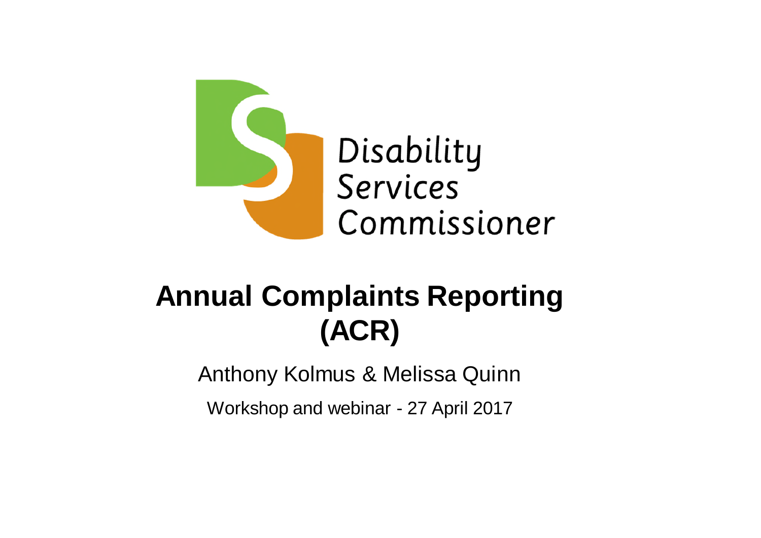Disability Services Commissioner

# Annual Complaints Reporting (ACR)

Anthony Kolmus & Melissa Quinn

Workshop and webinar - 27 April 2017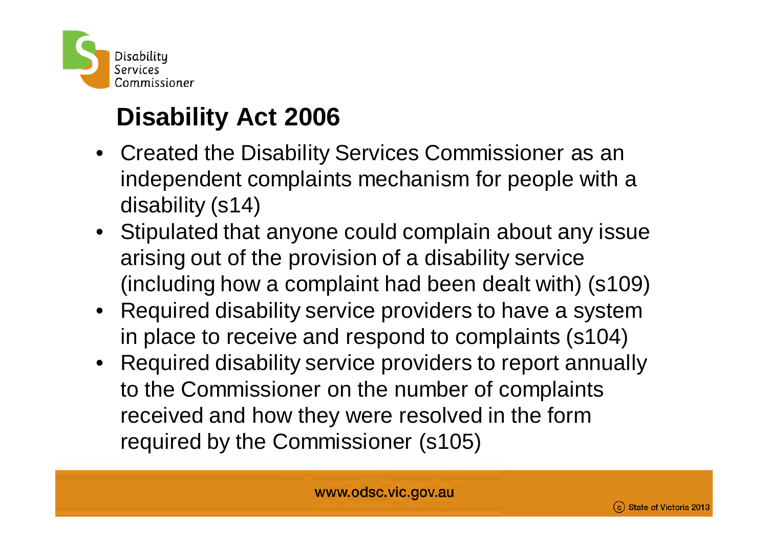# Disability Act 2006

- Created the Disability Services Commissioner as an independent complaints mechanism for people with a disability (s14)
- Stipulated that anyone could complain about any issue arising out of the provision of a disability service (including how a complaint had been dealt with) (s109)
- Required disability service providers to have a system in place to receive and respond to complaints (s104)
- Required disability service providers to report annually to the Commissioner on the number of complaints received and how they were resolved in the form required by the Commissioner (s105)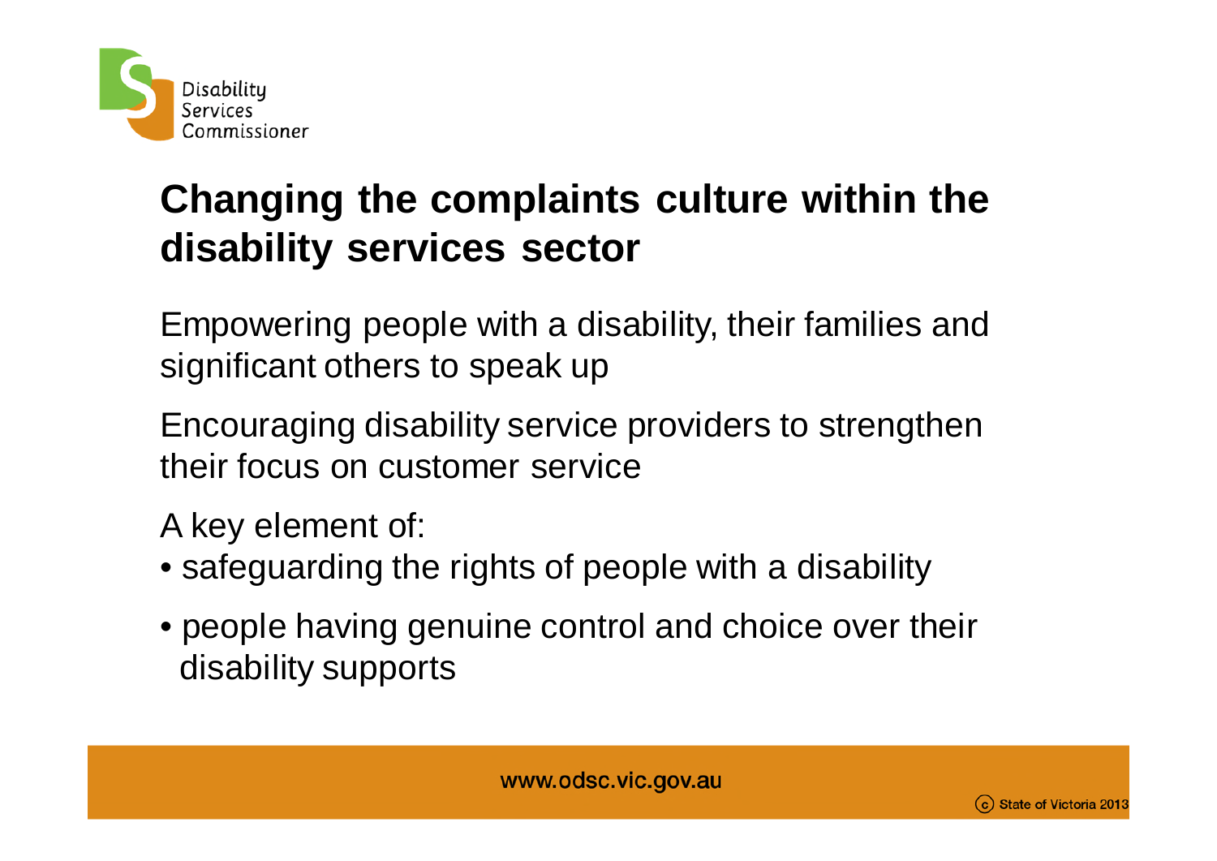# Changing the complaints culture within the disability services sector

Empowering people with a disability, their families and significant others to speak up

Encouraging disability service providers to strengthen their focus on customer service

A key element of:

- safeguarding the rights of people with a disability
- people having genuine control and choice over their disability supports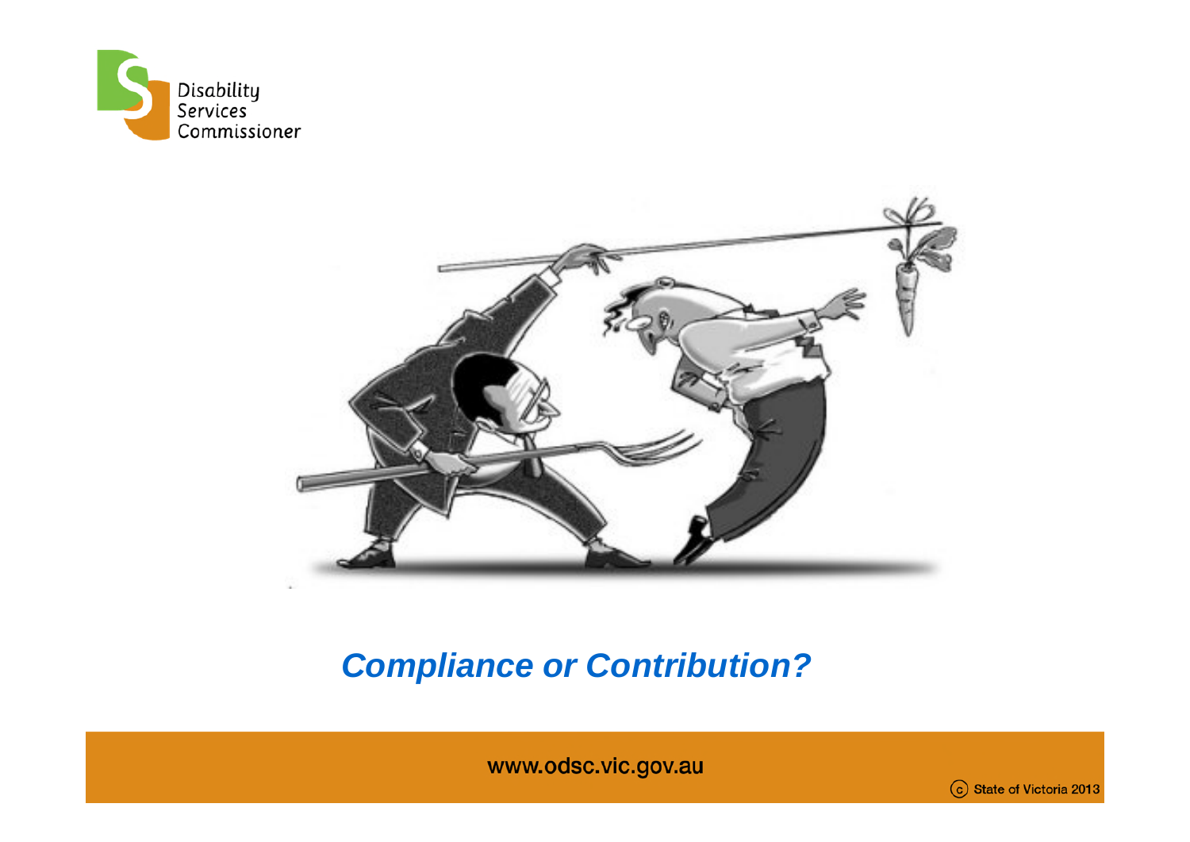***Compliance or Contribution?***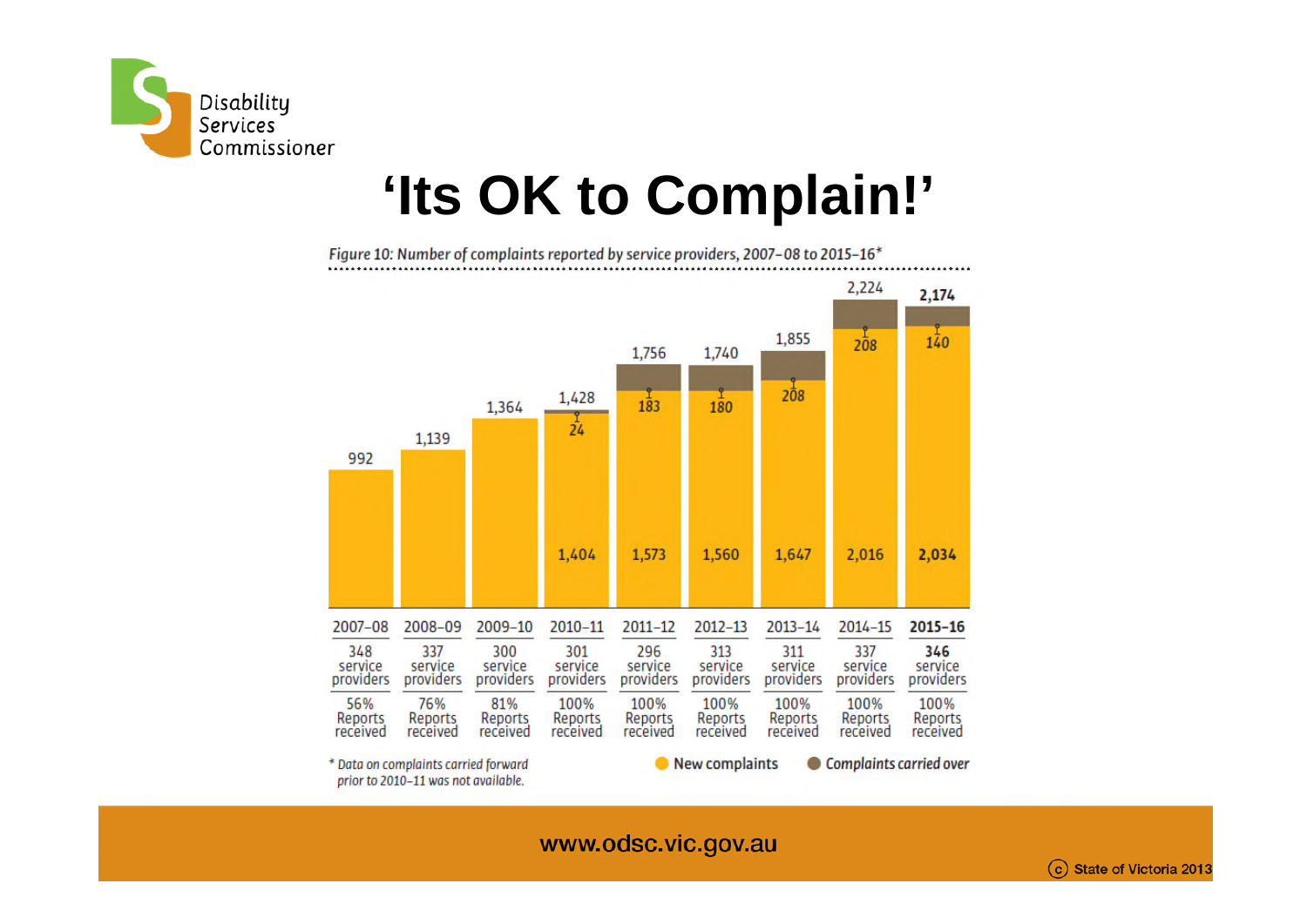Disability Services Commissioner

# 'Its OK to Complain!'

*Figure 10: Number of complaints reported by service providers, 2007–08 to 2015–16**

| Year | Total complaints | New complaints | Complaints carried over | Service providers | Reports received |
|---|---|---|---|---|---|
| 2007–08 | 992 | | | 348 service providers | 56% Reports received |
| 2008–09 | 1,139 | | | 337 service providers | 76% Reports received |
| 2009–10 | 1,364 | | | 300 service providers | 81% Reports received |
| 2010–11 | 1,428 | 1,404 | 24 | 301 service providers | 100% Reports received |
| 2011–12 | 1,756 | 1,573 | 183 | 296 service providers | 100% Reports received |
| 2012–13 | 1,740 | 1,560 | 180 | 313 service providers | 100% Reports received |
| 2013–14 | 1,855 | 1,647 | 208 | 311 service providers | 100% Reports received |
| 2014–15 | 2,224 | 2,016 | 208 | 337 service providers | 100% Reports received |
| **2015–16** | **2,174** | **2,034** | **140** | **346** service providers | 100% Reports received |

\* *Data on complaints carried forward prior to 2010–11 was not available.*

● New complaints ● *Complaints carried over*

www.odsc.vic.gov.au

(c) State of Victoria 2013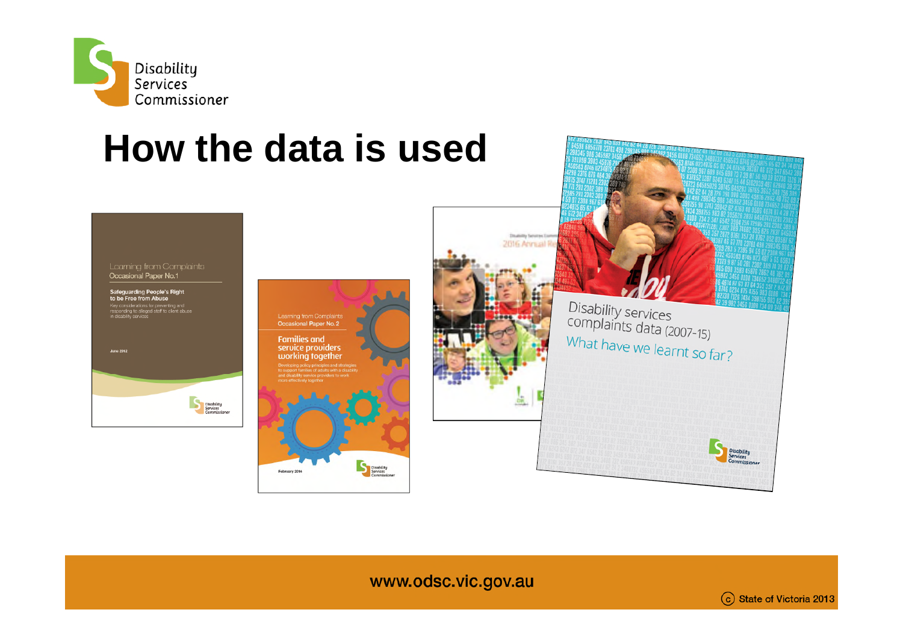# How the data is used

Learning from Complaints
Occasional Paper No.1

**Safeguarding People's Right to be Free from Abuse**

Key considerations for preventing and responding to alleged staff to client abuse in disability services

June 2012

Learning from Complaints
Occasional Paper No. 2

**Families and service providers working together**

Developing policy principles and strategies to support families of adults with a disability and disability service providers to work more effectively together

February 2014

2016 Annual Report

Disability services complaints data (2007-15)

What have we learnt so far?

www.odsc.vic.gov.au

(c) State of Victoria 2013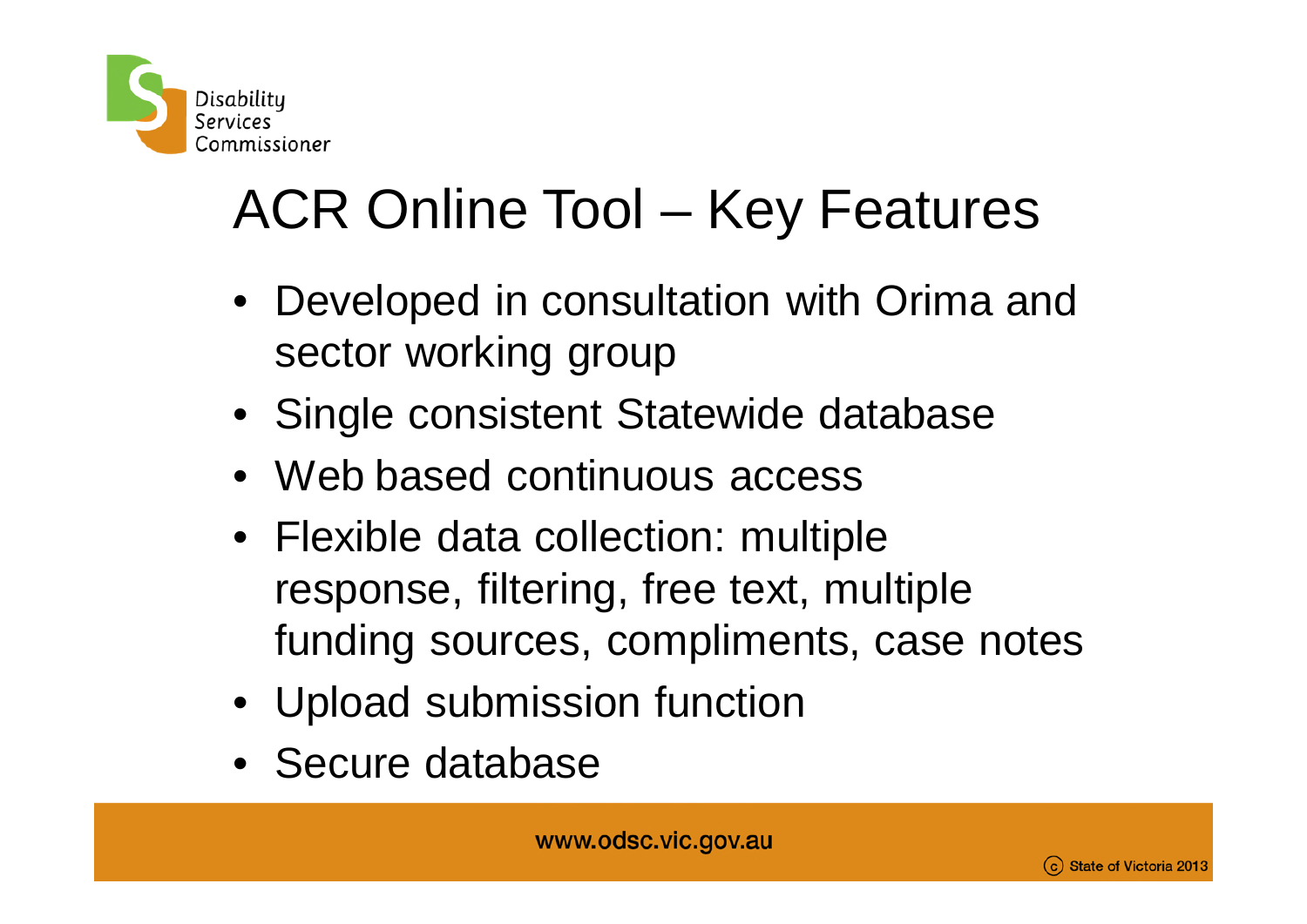# ACR Online Tool – Key Features

- Developed in consultation with Orima and sector working group
- Single consistent Statewide database
- Web based continuous access
- Flexible data collection: multiple response, filtering, free text, multiple funding sources, compliments, case notes
- Upload submission function
- Secure database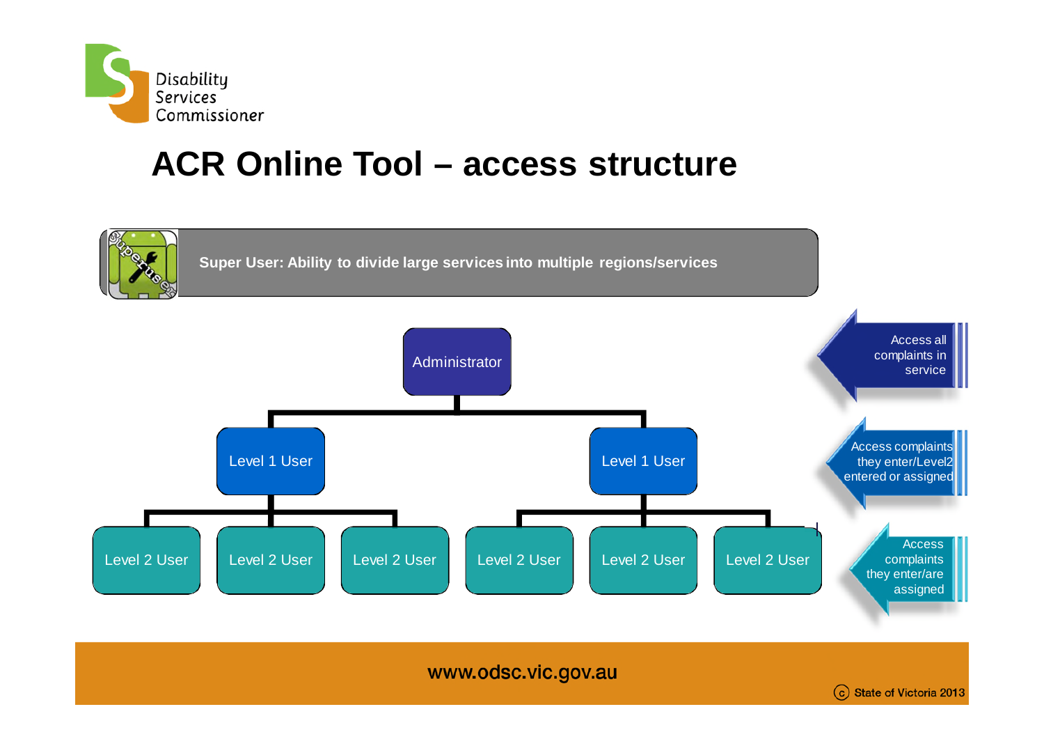# ACR Online Tool – access structure

**Super User: Ability to divide large services into multiple regions/services**

Administrator

Level 1 User | Level 1 User

Level 2 User | Level 2 User | Level 2 User | Level 2 User | Level 2 User | Level 2 User

- Access all complaints in service
- Access complaints they enter/Level2 entered or assigned
- Access complaints they enter/are assigned

www.odsc.vic.gov.au

(c) State of Victoria 2013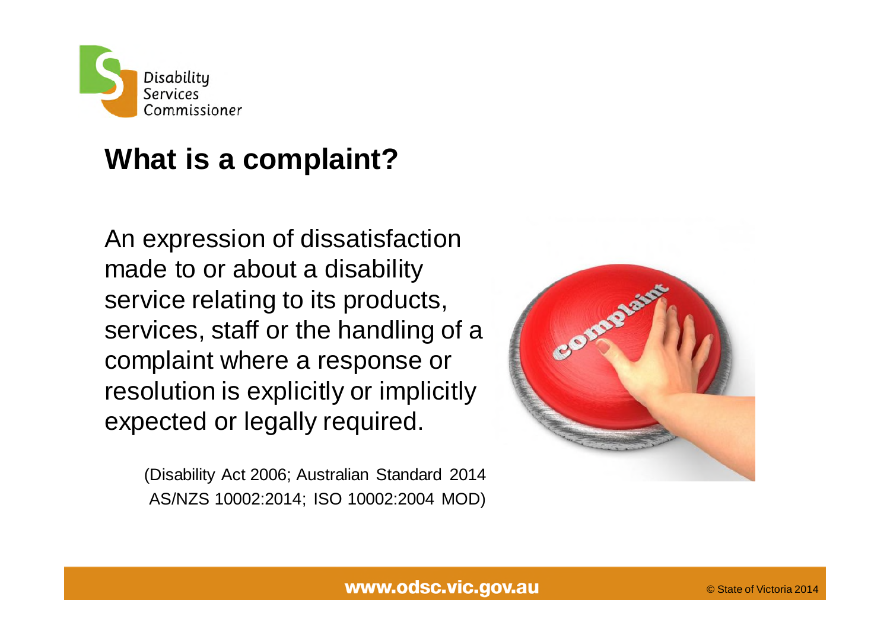# What is a complaint?

An expression of dissatisfaction made to or about a disability service relating to its products, services, staff or the handling of a complaint where a response or resolution is explicitly or implicitly expected or legally required.

(Disability Act 2006; Australian Standard 2014 AS/NZS 10002:2014; ISO 10002:2004 MOD)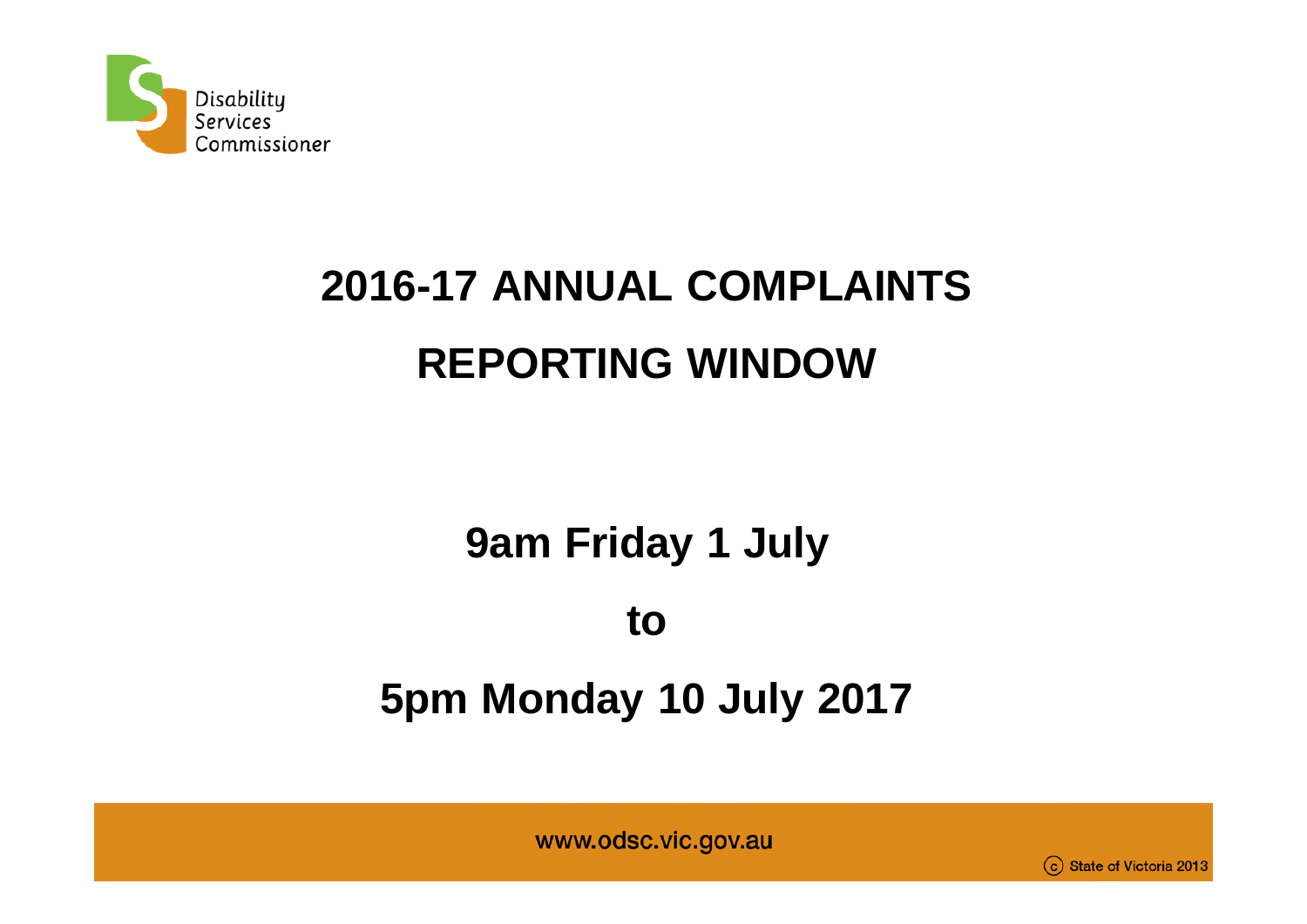Disability Services Commissioner

# 2016-17 ANNUAL COMPLAINTS REPORTING WINDOW

## 9am Friday 1 July

## to

## 5pm Monday 10 July 2017

www.odsc.vic.gov.au

(c) State of Victoria 2013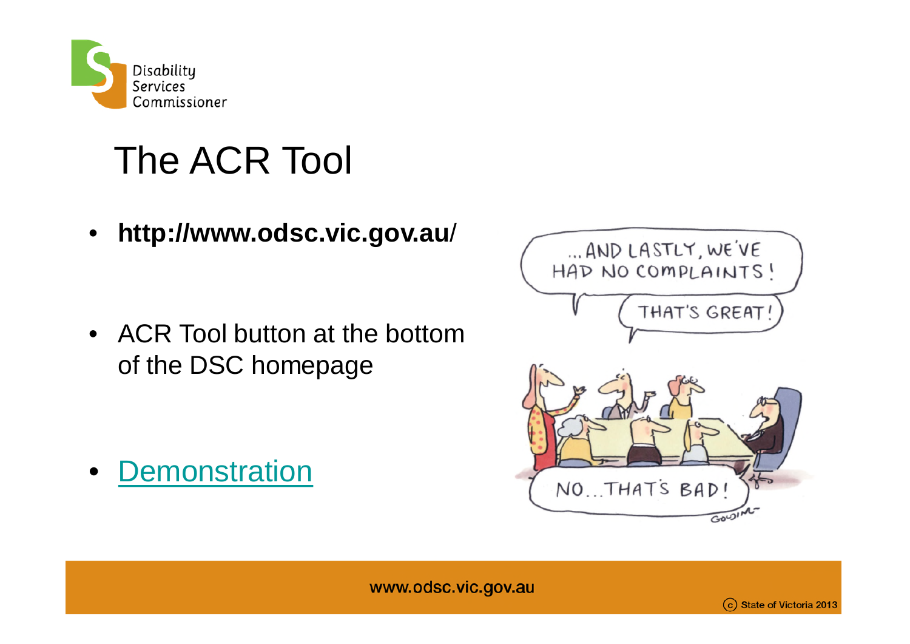# The ACR Tool

- **http://www.odsc.vic.gov.au/**
- ACR Tool button at the bottom of the DSC homepage
- Demonstration